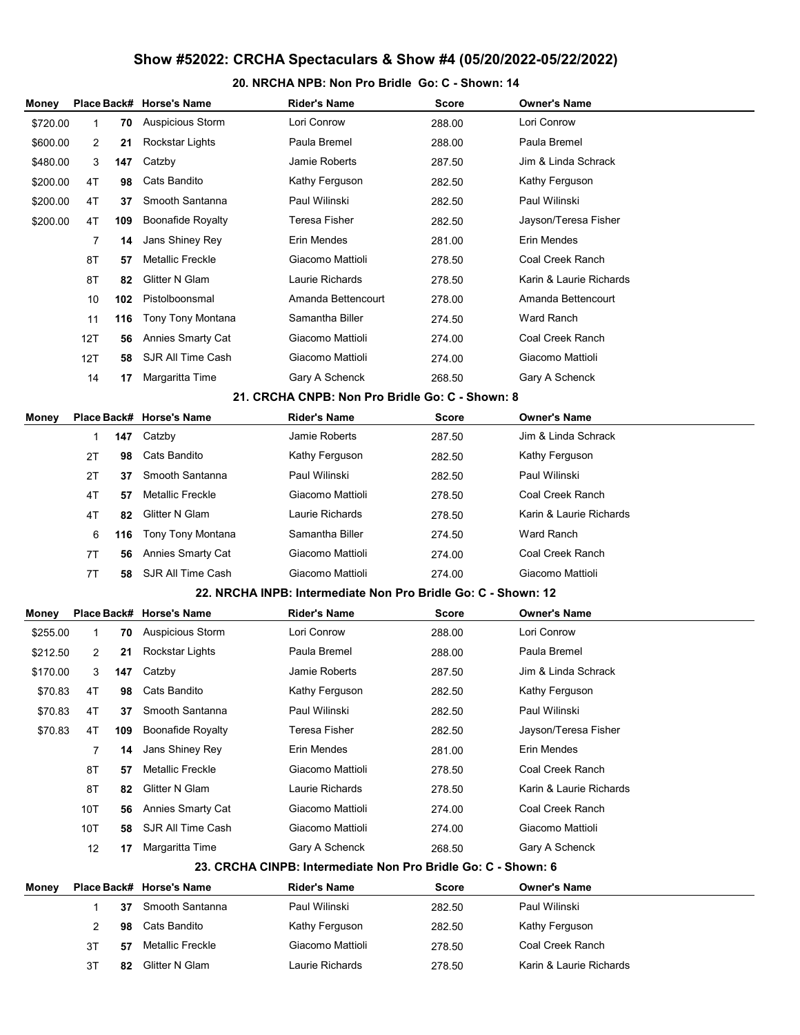# Show #52022: CRCHA Spectaculars & Show #4 (05/20/2022-05/22/2022)

### 20. NRCHA NPB: Non Pro Bridle Go: C - Shown: 14

| Money | Place | Back# | Horse's Name | Rider's Name | Score | Owner's Name |
|---|---|---|---|---|---|---|
| $720.00 | 1 | 70 | Auspicious Storm | Lori Conrow | 288.00 | Lori Conrow |
| $600.00 | 2 | 21 | Rockstar Lights | Paula Bremel | 288.00 | Paula Bremel |
| $480.00 | 3 | 147 | Catzby | Jamie Roberts | 287.50 | Jim & Linda Schrack |
| $200.00 | 4T | 98 | Cats Bandito | Kathy Ferguson | 282.50 | Kathy Ferguson |
| $200.00 | 4T | 37 | Smooth Santanna | Paul Wilinski | 282.50 | Paul Wilinski |
| $200.00 | 4T | 109 | Boonafide Royalty | Teresa Fisher | 282.50 | Jayson/Teresa Fisher |
| | 7 | 14 | Jans Shiney Rey | Erin Mendes | 281.00 | Erin Mendes |
| | 8T | 57 | Metallic Freckle | Giacomo Mattioli | 278.50 | Coal Creek Ranch |
| | 8T | 82 | Glitter N Glam | Laurie Richards | 278.50 | Karin & Laurie Richards |
| | 10 | 102 | Pistolboonsmal | Amanda Bettencourt | 278.00 | Amanda Bettencourt |
| | 11 | 116 | Tony Tony Montana | Samantha Biller | 274.50 | Ward Ranch |
| | 12T | 56 | Annies Smarty Cat | Giacomo Mattioli | 274.00 | Coal Creek Ranch |
| | 12T | 58 | SJR All Time Cash | Giacomo Mattioli | 274.00 | Giacomo Mattioli |
| | 14 | 17 | Margaritta Time | Gary A Schenck | 268.50 | Gary A Schenck |

### 21. CRCHA CNPB: Non Pro Bridle Go: C - Shown: 8

| Money | Place | Back# | Horse's Name | Rider's Name | Score | Owner's Name |
|---|---|---|---|---|---|---|
| | 1 | 147 | Catzby | Jamie Roberts | 287.50 | Jim & Linda Schrack |
| | 2T | 98 | Cats Bandito | Kathy Ferguson | 282.50 | Kathy Ferguson |
| | 2T | 37 | Smooth Santanna | Paul Wilinski | 282.50 | Paul Wilinski |
| | 4T | 57 | Metallic Freckle | Giacomo Mattioli | 278.50 | Coal Creek Ranch |
| | 4T | 82 | Glitter N Glam | Laurie Richards | 278.50 | Karin & Laurie Richards |
| | 6 | 116 | Tony Tony Montana | Samantha Biller | 274.50 | Ward Ranch |
| | 7T | 56 | Annies Smarty Cat | Giacomo Mattioli | 274.00 | Coal Creek Ranch |
| | 7T | 58 | SJR All Time Cash | Giacomo Mattioli | 274.00 | Giacomo Mattioli |

### 22. NRCHA INPB: Intermediate Non Pro Bridle Go: C - Shown: 12

| Money | Place | Back# | Horse's Name | Rider's Name | Score | Owner's Name |
|---|---|---|---|---|---|---|
| $255.00 | 1 | 70 | Auspicious Storm | Lori Conrow | 288.00 | Lori Conrow |
| $212.50 | 2 | 21 | Rockstar Lights | Paula Bremel | 288.00 | Paula Bremel |
| $170.00 | 3 | 147 | Catzby | Jamie Roberts | 287.50 | Jim & Linda Schrack |
| $70.83 | 4T | 98 | Cats Bandito | Kathy Ferguson | 282.50 | Kathy Ferguson |
| $70.83 | 4T | 37 | Smooth Santanna | Paul Wilinski | 282.50 | Paul Wilinski |
| $70.83 | 4T | 109 | Boonafide Royalty | Teresa Fisher | 282.50 | Jayson/Teresa Fisher |
| | 7 | 14 | Jans Shiney Rey | Erin Mendes | 281.00 | Erin Mendes |
| | 8T | 57 | Metallic Freckle | Giacomo Mattioli | 278.50 | Coal Creek Ranch |
| | 8T | 82 | Glitter N Glam | Laurie Richards | 278.50 | Karin & Laurie Richards |
| | 10T | 56 | Annies Smarty Cat | Giacomo Mattioli | 274.00 | Coal Creek Ranch |
| | 10T | 58 | SJR All Time Cash | Giacomo Mattioli | 274.00 | Giacomo Mattioli |
| | 12 | 17 | Margaritta Time | Gary A Schenck | 268.50 | Gary A Schenck |

### 23. CRCHA CINPB: Intermediate Non Pro Bridle Go: C - Shown: 6

| Money | Place | Back# | Horse's Name | Rider's Name | Score | Owner's Name |
|---|---|---|---|---|---|---|
| | 1 | 37 | Smooth Santanna | Paul Wilinski | 282.50 | Paul Wilinski |
| | 2 | 98 | Cats Bandito | Kathy Ferguson | 282.50 | Kathy Ferguson |
| | 3T | 57 | Metallic Freckle | Giacomo Mattioli | 278.50 | Coal Creek Ranch |
| | 3T | 82 | Glitter N Glam | Laurie Richards | 278.50 | Karin & Laurie Richards |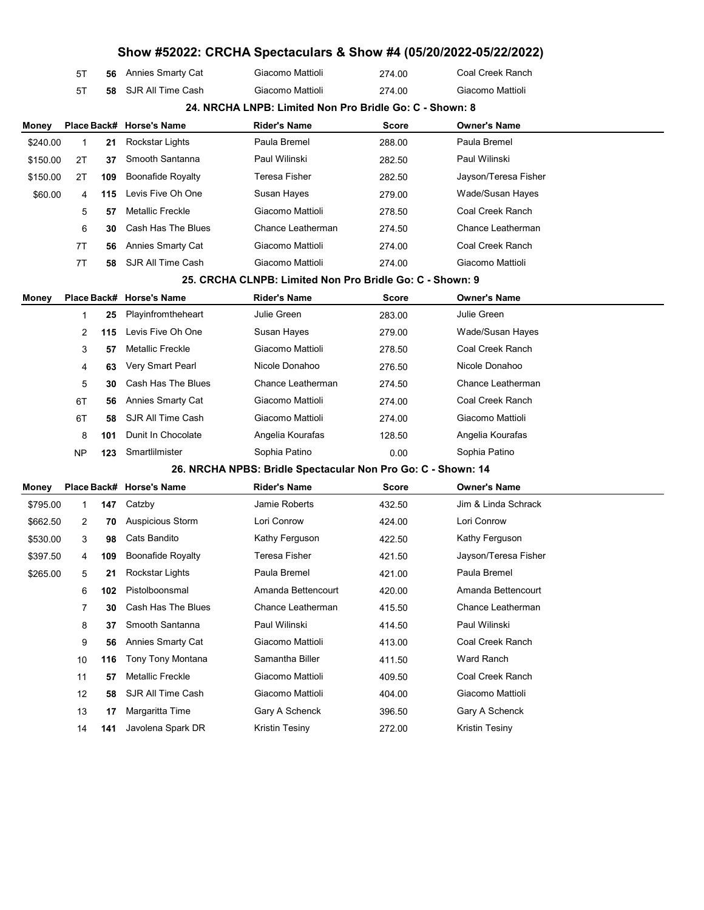# Show #52022: CRCHA Spectaculars & Show #4 (05/20/2022-05/22/2022)

| Money | Place | Back# | Horse's Name | Rider's Name | Score | Owner's Name |
|---|---|---|---|---|---|---|
| | 5T | 56 | Annies Smarty Cat | Giacomo Mattioli | 274.00 | Coal Creek Ranch |
| | 5T | 58 | SJR All Time Cash | Giacomo Mattioli | 274.00 | Giacomo Mattioli |

### 24. NRCHA LNPB: Limited Non Pro Bridle Go: C - Shown: 8

| Money | Place | Back# | Horse's Name | Rider's Name | Score | Owner's Name |
|---|---|---|---|---|---|---|
| $240.00 | 1 | 21 | Rockstar Lights | Paula Bremel | 288.00 | Paula Bremel |
| $150.00 | 2T | 37 | Smooth Santanna | Paul Wilinski | 282.50 | Paul Wilinski |
| $150.00 | 2T | 109 | Boonafide Royalty | Teresa Fisher | 282.50 | Jayson/Teresa Fisher |
| $60.00 | 4 | 115 | Levis Five Oh One | Susan Hayes | 279.00 | Wade/Susan Hayes |
| | 5 | 57 | Metallic Freckle | Giacomo Mattioli | 278.50 | Coal Creek Ranch |
| | 6 | 30 | Cash Has The Blues | Chance Leatherman | 274.50 | Chance Leatherman |
| | 7T | 56 | Annies Smarty Cat | Giacomo Mattioli | 274.00 | Coal Creek Ranch |
| | 7T | 58 | SJR All Time Cash | Giacomo Mattioli | 274.00 | Giacomo Mattioli |

### 25. CRCHA CLNPB: Limited Non Pro Bridle Go: C - Shown: 9

| Money | Place | Back# | Horse's Name | Rider's Name | Score | Owner's Name |
|---|---|---|---|---|---|---|
| | 1 | 25 | Playinfromtheheart | Julie Green | 283.00 | Julie Green |
| | 2 | 115 | Levis Five Oh One | Susan Hayes | 279.00 | Wade/Susan Hayes |
| | 3 | 57 | Metallic Freckle | Giacomo Mattioli | 278.50 | Coal Creek Ranch |
| | 4 | 63 | Very Smart Pearl | Nicole Donahoo | 276.50 | Nicole Donahoo |
| | 5 | 30 | Cash Has The Blues | Chance Leatherman | 274.50 | Chance Leatherman |
| | 6T | 56 | Annies Smarty Cat | Giacomo Mattioli | 274.00 | Coal Creek Ranch |
| | 6T | 58 | SJR All Time Cash | Giacomo Mattioli | 274.00 | Giacomo Mattioli |
| | 8 | 101 | Dunit In Chocolate | Angelia Kourafas | 128.50 | Angelia Kourafas |
| | NP | 123 | Smartlilmister | Sophia Patino | 0.00 | Sophia Patino |

### 26. NRCHA NPBS: Bridle Spectacular Non Pro Go: C - Shown: 14

| Money | Place | Back# | Horse's Name | Rider's Name | Score | Owner's Name |
|---|---|---|---|---|---|---|
| $795.00 | 1 | 147 | Catzby | Jamie Roberts | 432.50 | Jim & Linda Schrack |
| $662.50 | 2 | 70 | Auspicious Storm | Lori Conrow | 424.00 | Lori Conrow |
| $530.00 | 3 | 98 | Cats Bandito | Kathy Ferguson | 422.50 | Kathy Ferguson |
| $397.50 | 4 | 109 | Boonafide Royalty | Teresa Fisher | 421.50 | Jayson/Teresa Fisher |
| $265.00 | 5 | 21 | Rockstar Lights | Paula Bremel | 421.00 | Paula Bremel |
| | 6 | 102 | Pistolboonsmal | Amanda Bettencourt | 420.00 | Amanda Bettencourt |
| | 7 | 30 | Cash Has The Blues | Chance Leatherman | 415.50 | Chance Leatherman |
| | 8 | 37 | Smooth Santanna | Paul Wilinski | 414.50 | Paul Wilinski |
| | 9 | 56 | Annies Smarty Cat | Giacomo Mattioli | 413.00 | Coal Creek Ranch |
| | 10 | 116 | Tony Tony Montana | Samantha Biller | 411.50 | Ward Ranch |
| | 11 | 57 | Metallic Freckle | Giacomo Mattioli | 409.50 | Coal Creek Ranch |
| | 12 | 58 | SJR All Time Cash | Giacomo Mattioli | 404.00 | Giacomo Mattioli |
| | 13 | 17 | Margaritta Time | Gary A Schenck | 396.50 | Gary A Schenck |
| | 14 | 141 | Javolena Spark DR | Kristin Tesiny | 272.00 | Kristin Tesiny |